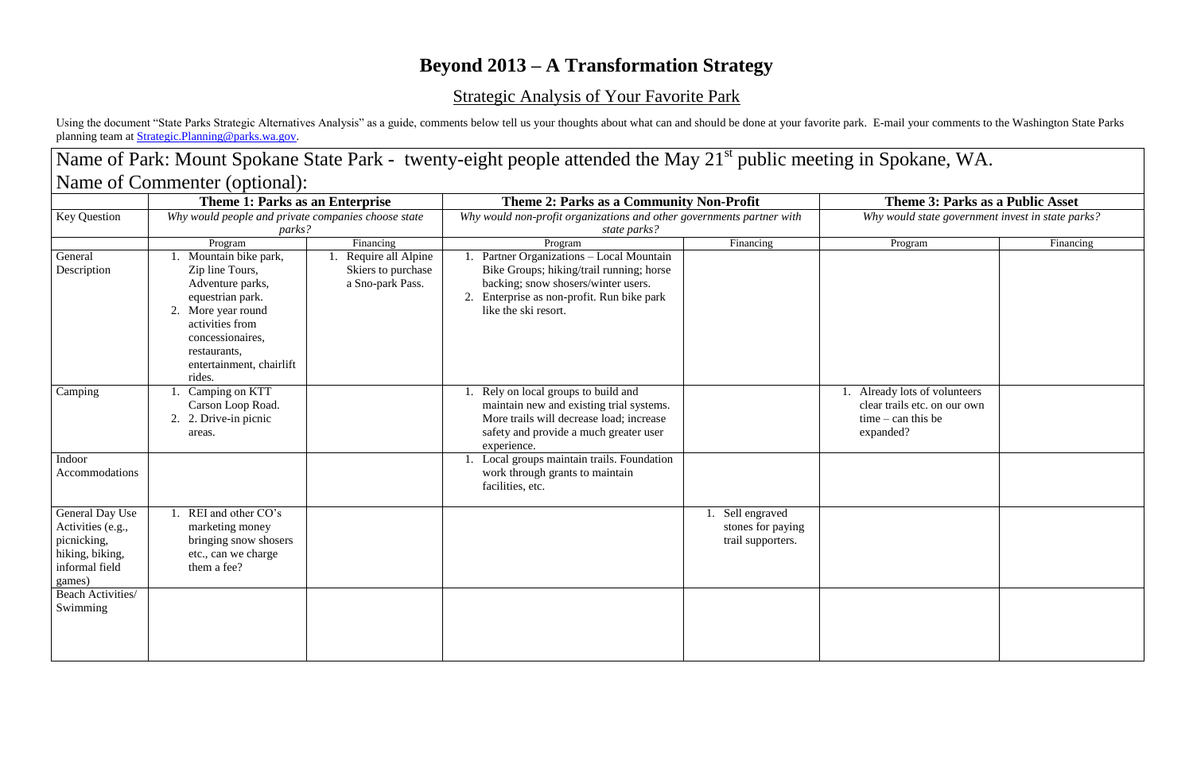# Beyond 2013 – A Transformation Strategy

## Strategic Analysis of Your Favorite Park

Using the document "State Parks Strategic Alternatives Analysis" as a guide, comments below tell us your thoughts about what can and should be done at your favorite park. E-mail your comments to the Washington State Parks planning team at Strategic.Planning@parks.wa.gov.

Name of Park: Mount Spokane State Park - twenty-eight people attended the May 21st public meeting in Spokane, WA.

Name of Commenter (optional):

| | Theme 1: Parks as an Enterprise | | Theme 2: Parks as a Community Non-Profit | | Theme 3: Parks as a Public Asset | |
|---|---|---|---|---|---|---|
| Key Question | *Why would people and private companies choose state parks?* | | *Why would non-profit organizations and other governments partner with state parks?* | | *Why would state government invest in state parks?* | |
| | Program | Financing | Program | Financing | Program | Financing |
| General Description | 1. Mountain bike park, Zip line Tours, Adventure parks, equestrian park.<br>2. More year round activities from concessionaires, restaurants, entertainment, chairlift rides. | 1. Require all Alpine Skiers to purchase a Sno-park Pass. | 1. Partner Organizations – Local Mountain Bike Groups; hiking/trail running; horse backing; snow shosers/winter users.<br>2. Enterprise as non-profit. Run bike park like the ski resort. | | | |
| Camping | 1. Camping on KTT Carson Loop Road.<br>2. 2. Drive-in picnic areas. | | 1. Rely on local groups to build and maintain new and existing trial systems. More trails will decrease load; increase safety and provide a much greater user experience. | | 1. Already lots of volunteers clear trails etc. on our own time – can this be expanded? | |
| Indoor Accommodations | | | 1. Local groups maintain trails. Foundation work through grants to maintain facilities, etc. | | | |
| General Day Use Activities (e.g., picnicking, hiking, biking, informal field games) | 1. REI and other CO's marketing money bringing snow shosers etc., can we charge them a fee? | | | 1. Sell engraved stones for paying trail supporters. | | |
| Beach Activities/ Swimming | | | | | | |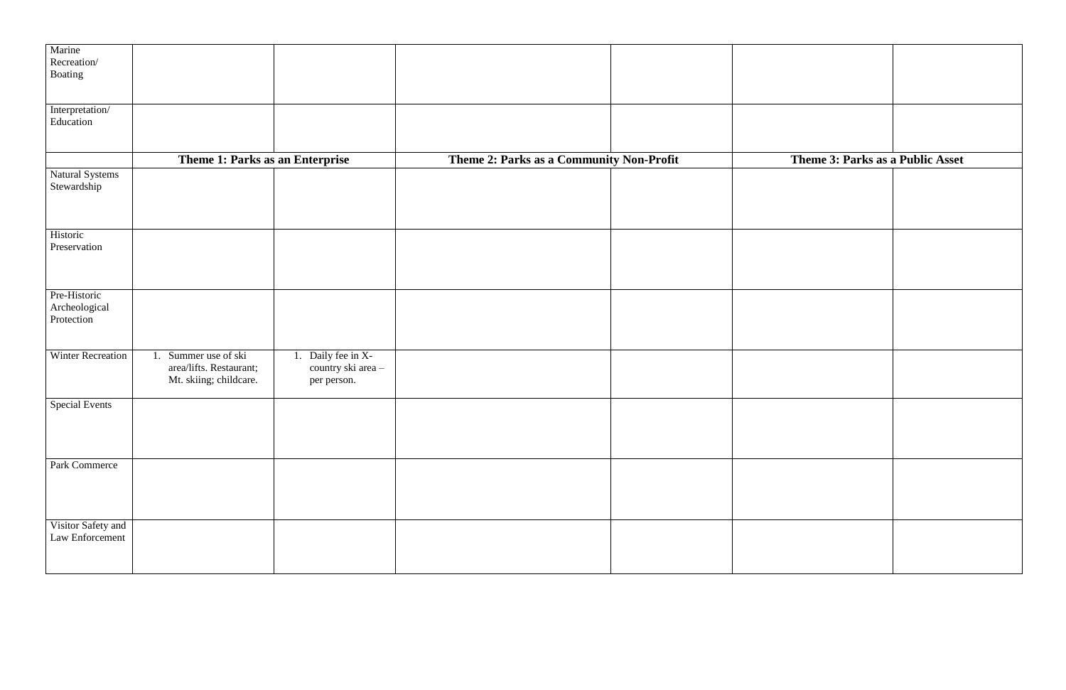| Marine Recreation/ Boating | | | | | | |
|---|---|---|---|---|---|---|
| Interpretation/ Education | | | | | | |
| | **Theme 1: Parks as an Enterprise** | | **Theme 2: Parks as a Community Non-Profit** | | **Theme 3: Parks as a Public Asset** | |
| Natural Systems Stewardship | | | | | | |
| Historic Preservation | | | | | | |
| Pre-Historic Archeological Protection | | | | | | |
| Winter Recreation | 1. Summer use of ski area/lifts. Restaurant; Mt. skiing; childcare. | 1. Daily fee in X-country ski area – per person. | | | | |
| Special Events | | | | | | |
| Park Commerce | | | | | | |
| Visitor Safety and Law Enforcement | | | | | | |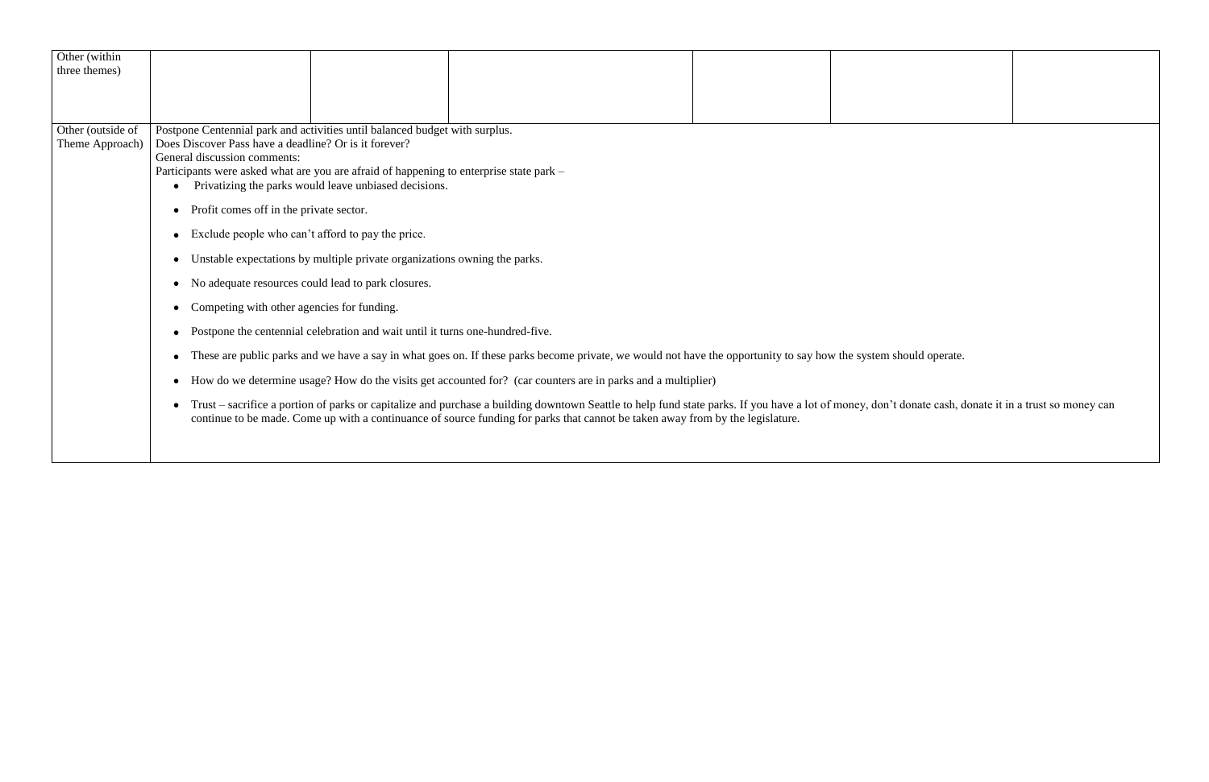| | | | | | | |
|---|---|---|---|---|---|---|
| Other (within three themes) | | | | | | |
| Other (outside of Theme Approach) | Postpone Centennial park and activities until balanced budget with surplus.<br>Does Discover Pass have a deadline? Or is it forever?<br>General discussion comments:<br>Participants were asked what are you are afraid of happening to enterprise state park –<br>• Privatizing the parks would leave unbiased decisions.<br>• Profit comes off in the private sector.<br>• Exclude people who can't afford to pay the price.<br>• Unstable expectations by multiple private organizations owning the parks.<br>• No adequate resources could lead to park closures.<br>• Competing with other agencies for funding.<br>• Postpone the centennial celebration and wait until it turns one-hundred-five.<br>• These are public parks and we have a say in what goes on. If these parks become private, we would not have the opportunity to say how the system should operate.<br>• How do we determine usage? How do the visits get accounted for? (car counters are in parks and a multiplier)<br>• Trust – sacrifice a portion of parks or capitalize and purchase a building downtown Seattle to help fund state parks. If you have a lot of money, don't donate cash, donate it in a trust so money can continue to be made. Come up with a continuance of source funding for parks that cannot be taken away from by the legislature. | | | | | |